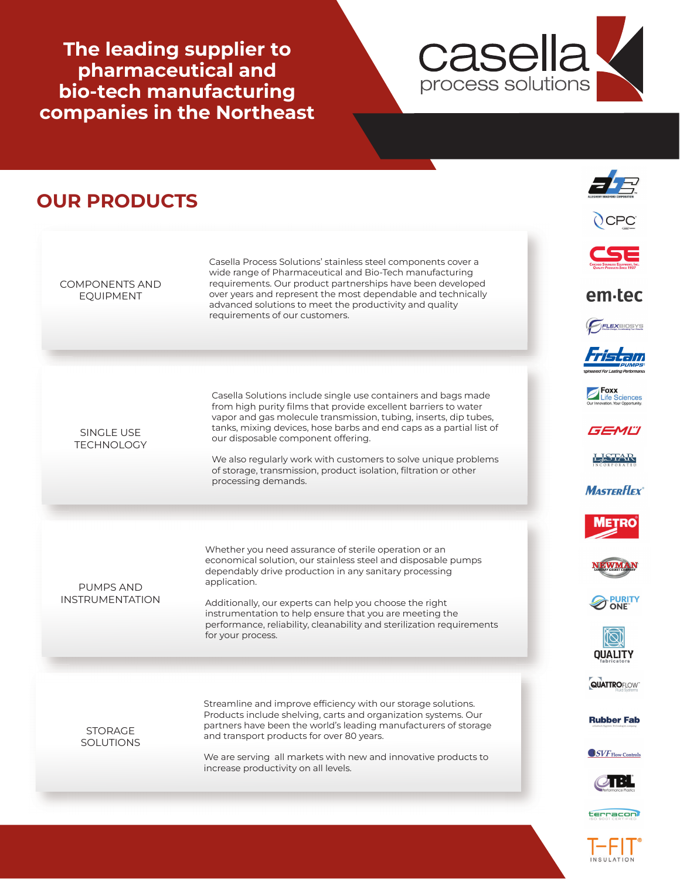# The leading supplier to pharmaceutical and bio-tech manufacturing companies in the Northeast

casella
process solutions

## OUR PRODUCTS

### COMPONENTS AND EQUIPMENT

Casella Process Solutions' stainless steel components cover a wide range of Pharmaceutical and Bio-Tech manufacturing requirements. Our product partnerships have been developed over years and represent the most dependable and technically advanced solutions to meet the productivity and quality requirements of our customers.

### SINGLE USE TECHNOLOGY

Casella Solutions include single use containers and bags made from high purity films that provide excellent barriers to water vapor and gas molecule transmission, tubing, inserts, dip tubes, tanks, mixing devices, hose barbs and end caps as a partial list of our disposable component offering.

We also regularly work with customers to solve unique problems of storage, transmission, product isolation, filtration or other processing demands.

### PUMPS AND INSTRUMENTATION

Whether you need assurance of sterile operation or an economical solution, our stainless steel and disposable pumps dependably drive production in any sanitary processing application.

Additionally, our experts can help you choose the right instrumentation to help ensure that you are meeting the performance, reliability, cleanability and sterilization requirements for your process.

### STORAGE SOLUTIONS

Streamline and improve efficiency with our storage solutions. Products include shelving, carts and organization systems. Our partners have been the world's leading manufacturers of storage and transport products for over 80 years.

We are serving all markets with new and innovative products to increase productivity on all levels.

Allegheny Bradford Corporation · CPC · CSE Chicago Stainless Equipment, Inc. · em-tec · Flexbiosys · Fristam Pumps · Foxx Life Sciences · GEMÜ · LJ Star Incorporated · Masterflex · Metro · Newman Sanitary Gasket Company · Purity One · Quality Fabricators · Quattroflow · Rubber Fab · SVF Flow Controls · TBL Performance Plastics · terracon · T-FIT Insulation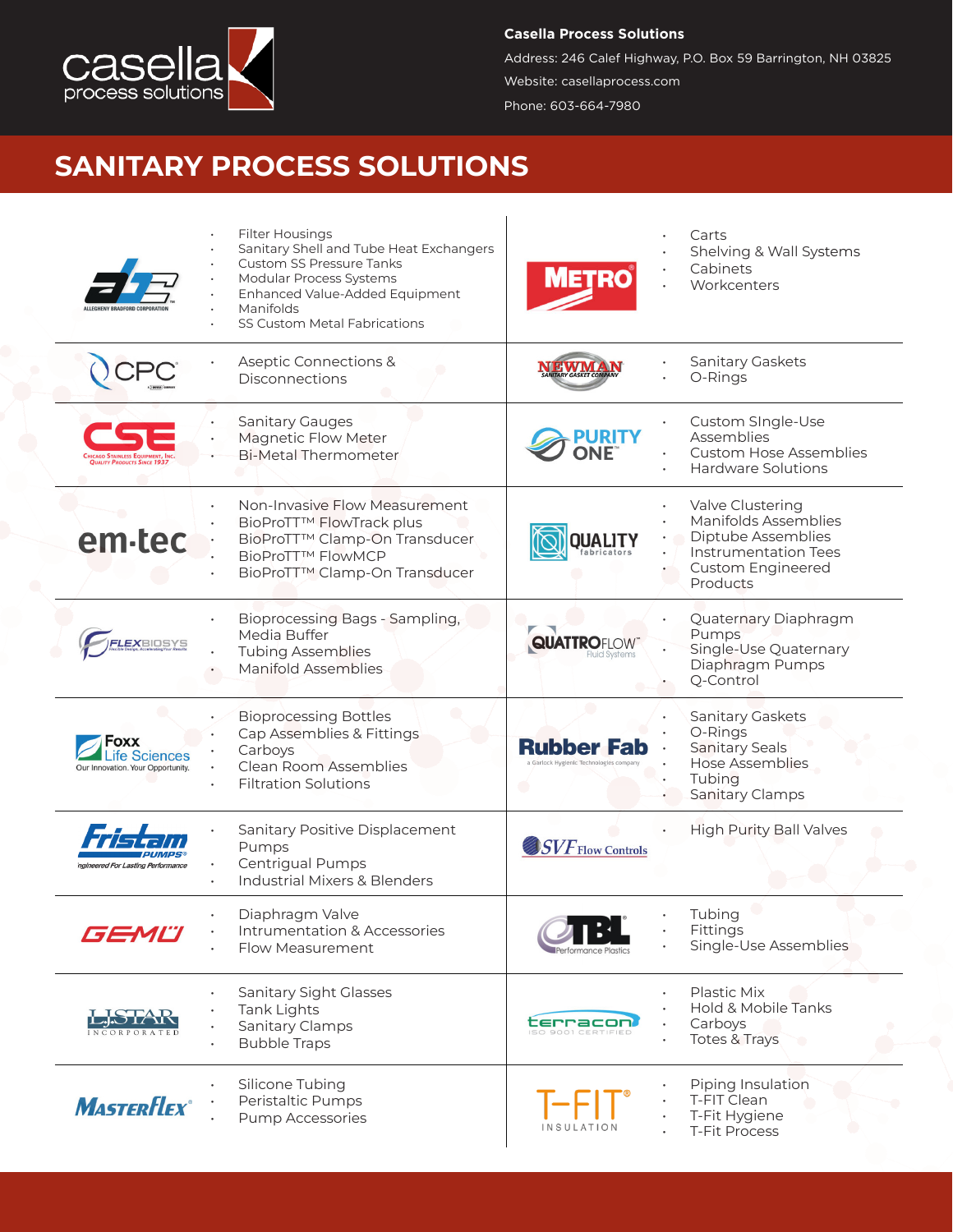**Casella Process Solutions**

Address: 246 Calef Highway, P.O. Box 59 Barrington, NH 03825

Website: casellaprocess.com

Phone: 603-664-7980

# SANITARY PROCESS SOLUTIONS

| | | | |
|---|---|---|---|
| ALLEGHENY BRADFORD CORPORATION | • Filter Housings<br>• Sanitary Shell and Tube Heat Exchangers<br>• Custom SS Pressure Tanks<br>• Modular Process Systems<br>• Enhanced Value-Added Equipment<br>• Manifolds<br>• SS Custom Metal Fabrications | METRO | • Carts<br>• Shelving & Wall Systems<br>• Cabinets<br>• Workcenters |
| CPC | • Aseptic Connections & Disconnections | NEWMAN SANITARY GASKET COMPANY | • Sanitary Gaskets<br>• O-Rings |
| CSE Chicago Stainless Equipment, Inc. Quality Products Since 1937 | • Sanitary Gauges<br>• Magnetic Flow Meter<br>• Bi-Metal Thermometer | PURITY ONE | • Custom SIngle-Use Assemblies<br>• Custom Hose Assemblies<br>• Hardware Solutions |
| em-tec | • Non-Invasive Flow Measurement<br>• BioProTT™ FlowTrack plus<br>• BioProTT™ Clamp-On Transducer<br>• BioProTT™ FlowMCP<br>• BioProTT™ Clamp-On Transducer | QUALITY fabricators | • Valve Clustering<br>• Manifolds Assemblies<br>• Diptube Assemblies<br>• Instrumentation Tees<br>• Custom Engineered Products |
| FLEXBIOSYS | • Bioprocessing Bags - Sampling, Media Buffer<br>• Tubing Assemblies<br>• Manifold Assemblies | QUATTROFLOW Fluid Systems | • Quaternary Diaphragm Pumps<br>• Single-Use Quaternary Diaphragm Pumps<br>• Q-Control |
| Foxx Life Sciences Our Innovation. Your Opportunity. | • Bioprocessing Bottles<br>• Cap Assemblies & Fittings<br>• Carboys<br>• Clean Room Assemblies<br>• Filtration Solutions | Rubber Fab a Garlock Hygienic Technologies company | • Sanitary Gaskets<br>• O-Rings<br>• Sanitary Seals<br>• Hose Assemblies<br>• Tubing<br>• Sanitary Clamps |
| Fristam PUMPS Engineered For Lasting Performance | • Sanitary Positive Displacement Pumps<br>• Centrigual Pumps<br>• Industrial Mixers & Blenders | SVF Flow Controls | • High Purity Ball Valves |
| GEMÜ | • Diaphragm Valve<br>• Intrumentation & Accessories<br>• Flow Measurement | TBL Performance Plastics | • Tubing<br>• Fittings<br>• Single-Use Assemblies |
| L.J. STAR INCORPORATED | • Sanitary Sight Glasses<br>• Tank Lights<br>• Sanitary Clamps<br>• Bubble Traps | terracon ISO 9001 CERTIFIED | • Plastic Mix<br>• Hold & Mobile Tanks<br>• Carboys<br>• Totes & Trays |
| MASTERFLEX | • Silicone Tubing<br>• Peristaltic Pumps<br>• Pump Accessories | T-FIT INSULATION | • Piping Insulation<br>• T-FIT Clean<br>• T-Fit Hygiene<br>• T-Fit Process |